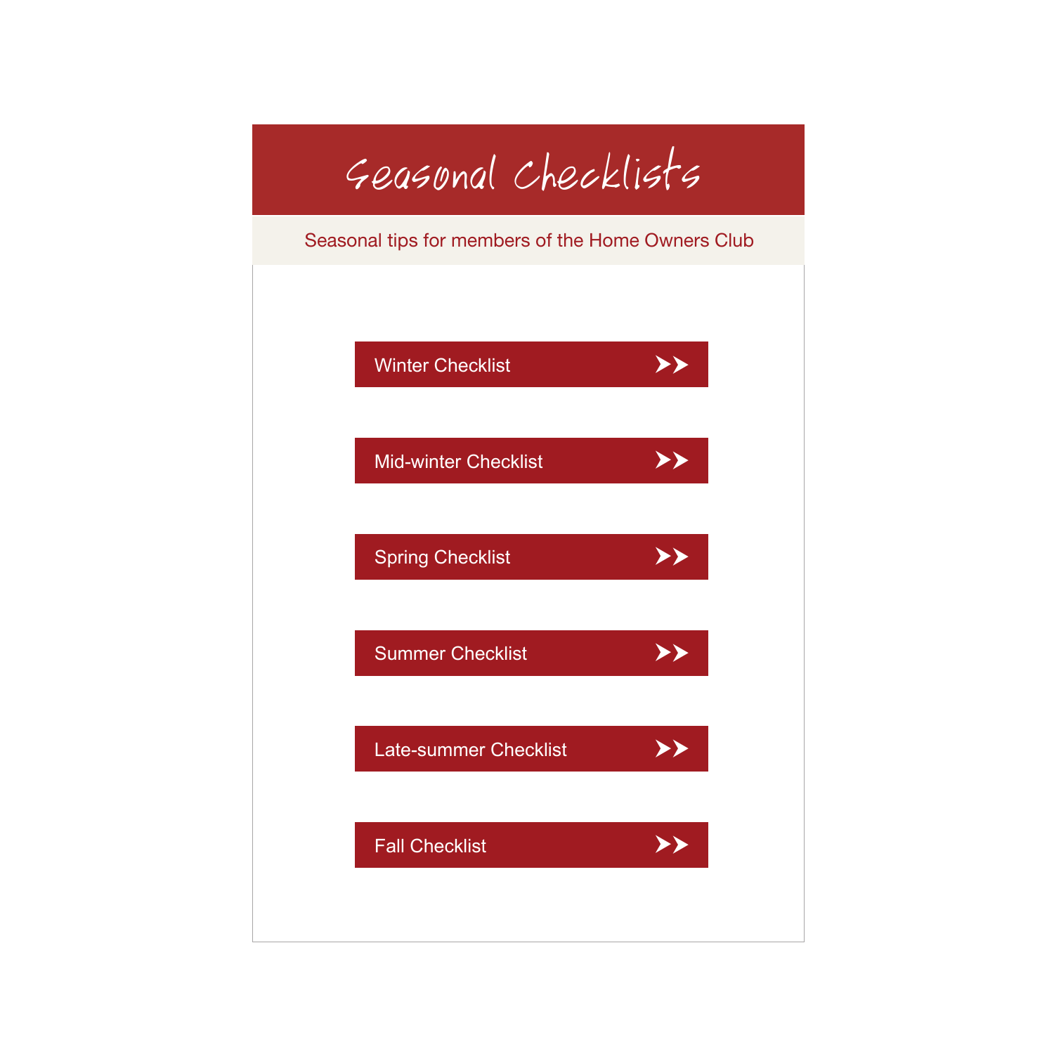# Seasonal Checklists

Seasonal tips for members of the Home Owners Club

- Winter Checklist >>
- Mid-winter Checklist >>
- Spring Checklist >>
- Summer Checklist >>
- Late-summer Checklist >>
- Fall Checklist >>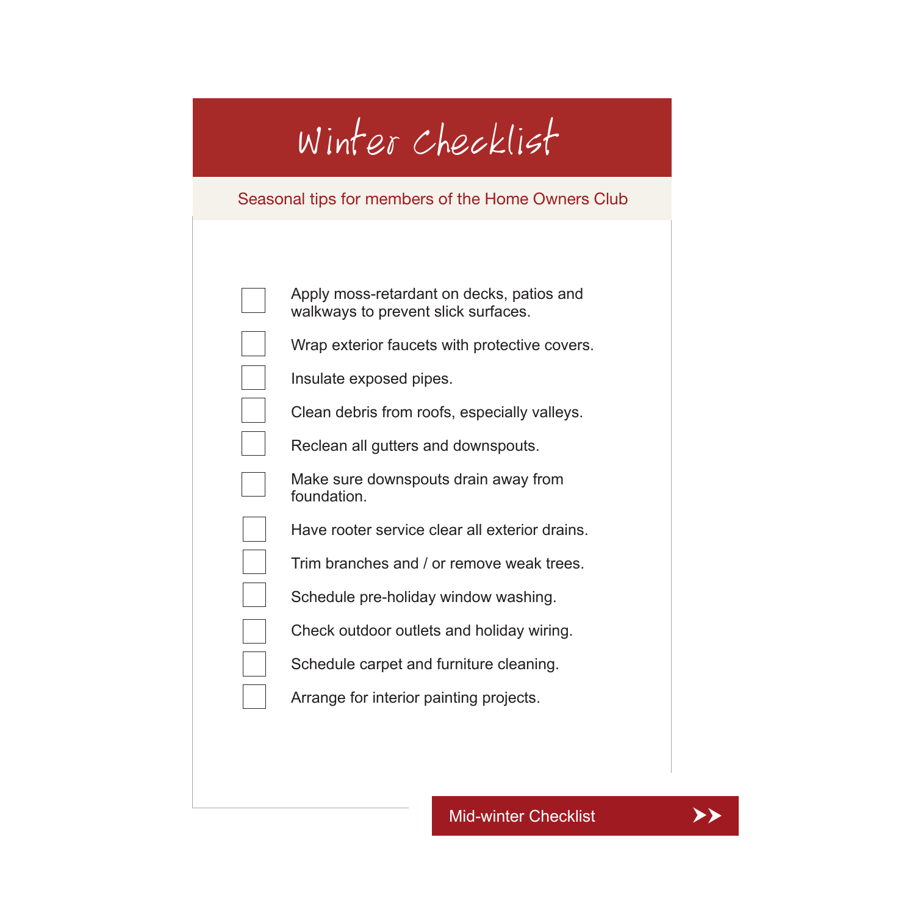# Winter Checklist

Seasonal tips for members of the Home Owners Club

- [ ] Apply moss-retardant on decks, patios and walkways to prevent slick surfaces.
- [ ] Wrap exterior faucets with protective covers.
- [ ] Insulate exposed pipes.
- [ ] Clean debris from roofs, especially valleys.
- [ ] Reclean all gutters and downspouts.
- [ ] Make sure downspouts drain away from foundation.
- [ ] Have rooter service clear all exterior drains.
- [ ] Trim branches and / or remove weak trees.
- [ ] Schedule pre-holiday window washing.
- [ ] Check outdoor outlets and holiday wiring.
- [ ] Schedule carpet and furniture cleaning.
- [ ] Arrange for interior painting projects.

Mid-winter Checklist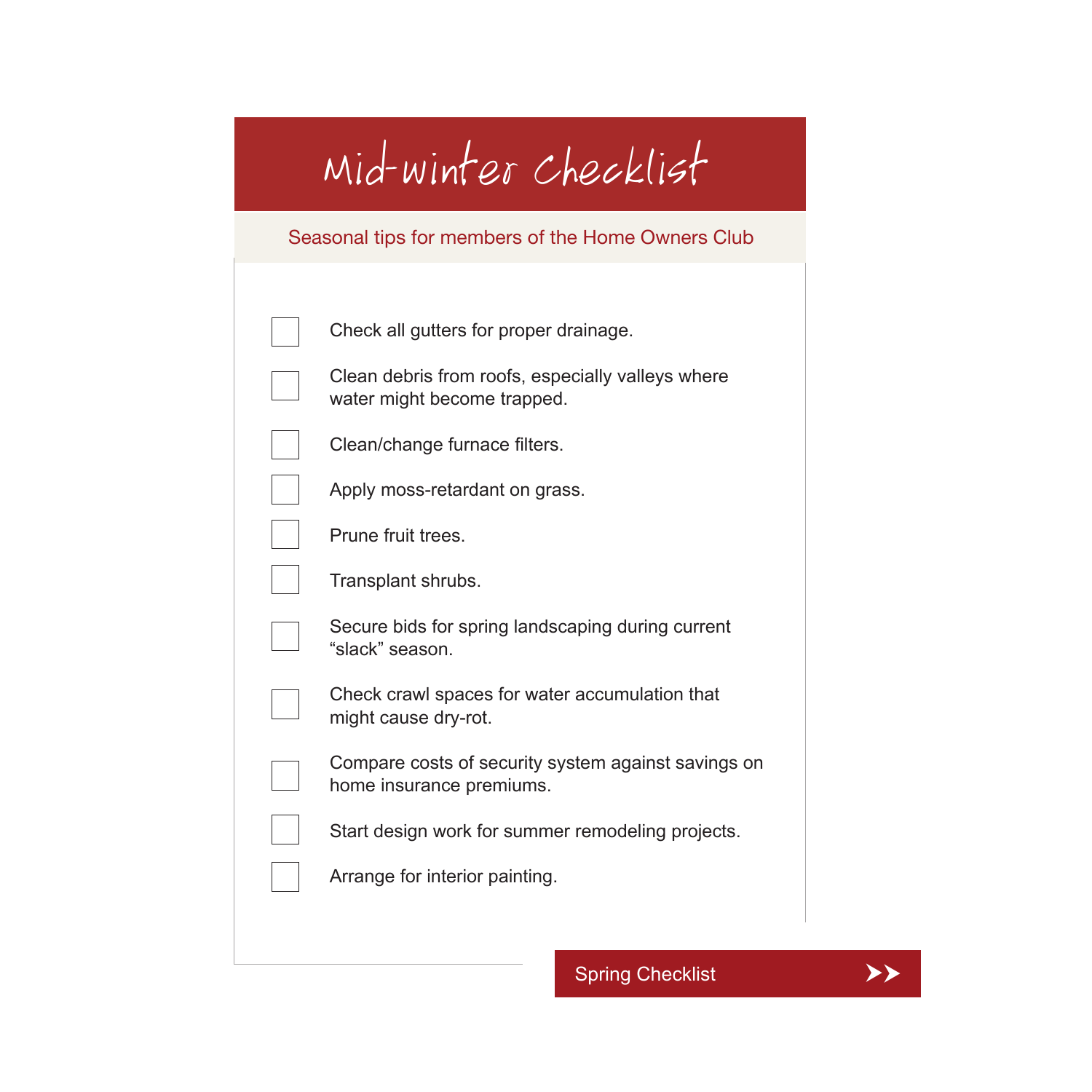# Mid-winter Checklist

Seasonal tips for members of the Home Owners Club

- [ ] Check all gutters for proper drainage.
- [ ] Clean debris from roofs, especially valleys where water might become trapped.
- [ ] Clean/change furnace filters.
- [ ] Apply moss-retardant on grass.
- [ ] Prune fruit trees.
- [ ] Transplant shrubs.
- [ ] Secure bids for spring landscaping during current "slack" season.
- [ ] Check crawl spaces for water accumulation that might cause dry-rot.
- [ ] Compare costs of security system against savings on home insurance premiums.
- [ ] Start design work for summer remodeling projects.
- [ ] Arrange for interior painting.

Spring Checklist »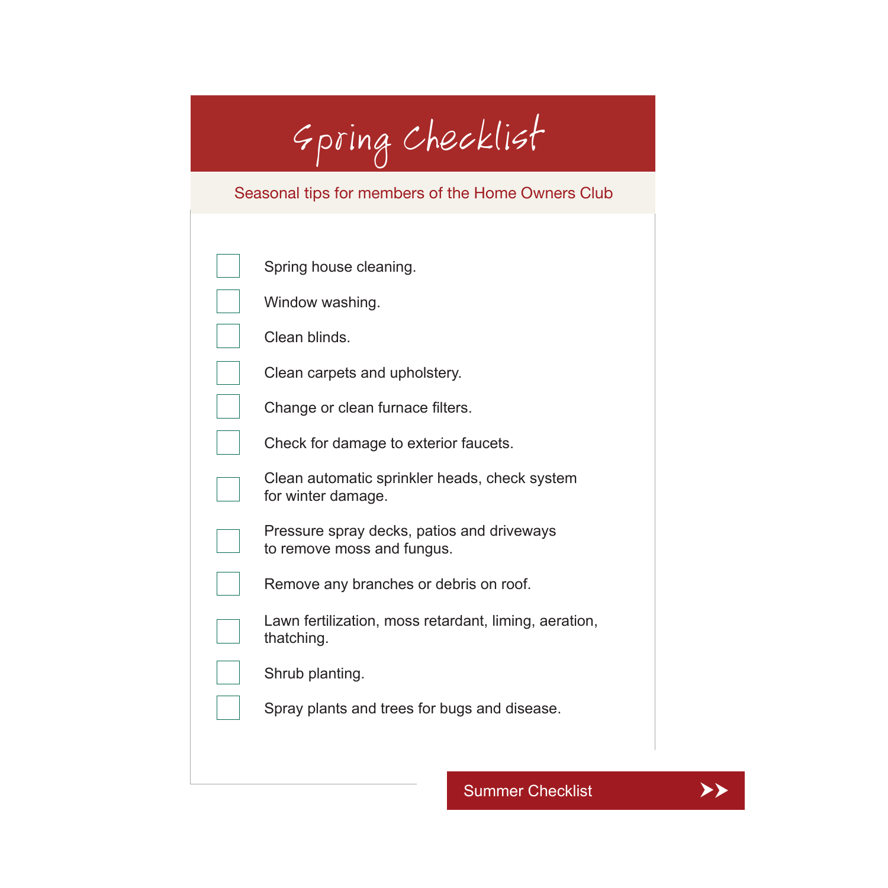# Spring Checklist

Seasonal tips for members of the Home Owners Club

- [ ] Spring house cleaning.
- [ ] Window washing.
- [ ] Clean blinds.
- [ ] Clean carpets and upholstery.
- [ ] Change or clean furnace filters.
- [ ] Check for damage to exterior faucets.
- [ ] Clean automatic sprinkler heads, check system for winter damage.
- [ ] Pressure spray decks, patios and driveways to remove moss and fungus.
- [ ] Remove any branches or debris on roof.
- [ ] Lawn fertilization, moss retardant, liming, aeration, thatching.
- [ ] Shrub planting.
- [ ] Spray plants and trees for bugs and disease.

Summer Checklist ≫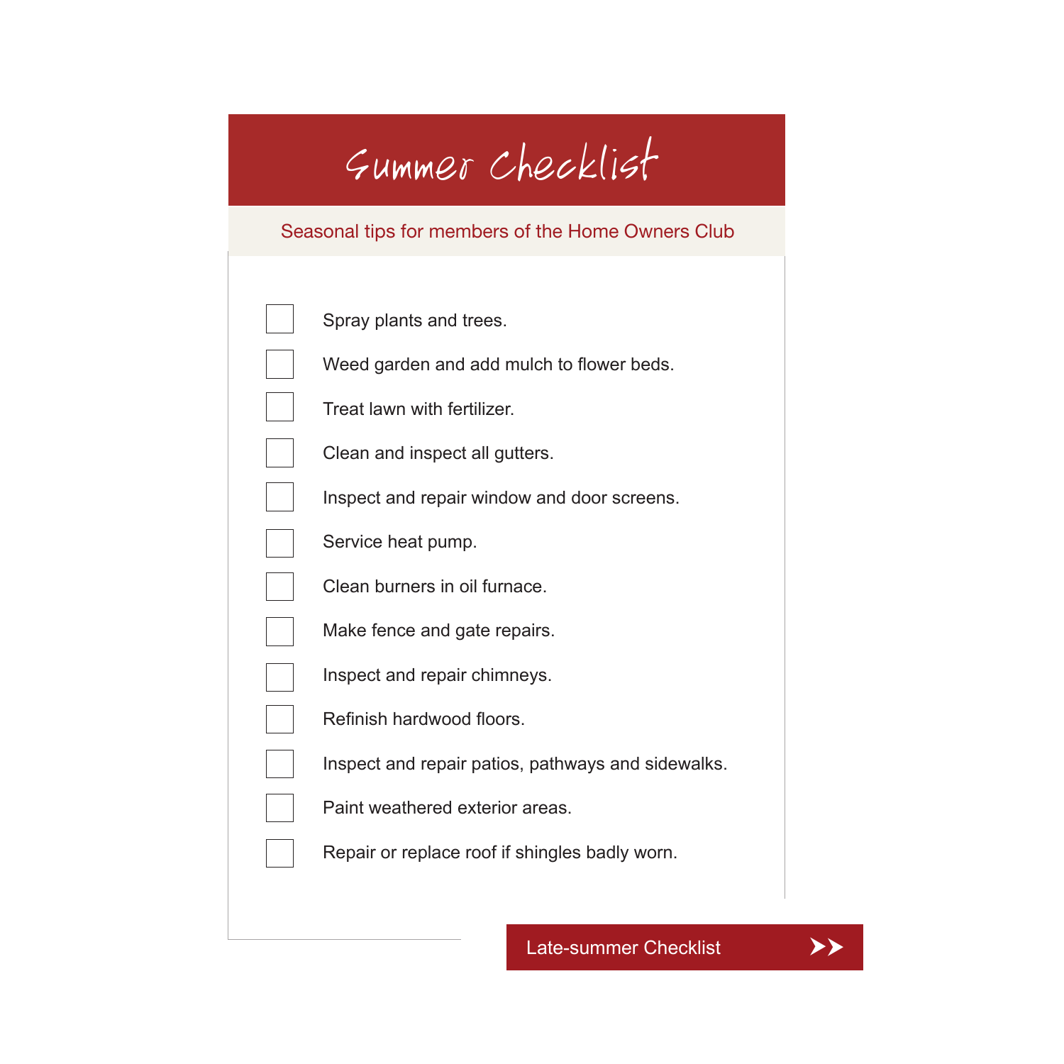# Summer Checklist

Seasonal tips for members of the Home Owners Club

- [ ] Spray plants and trees.
- [ ] Weed garden and add mulch to flower beds.
- [ ] Treat lawn with fertilizer.
- [ ] Clean and inspect all gutters.
- [ ] Inspect and repair window and door screens.
- [ ] Service heat pump.
- [ ] Clean burners in oil furnace.
- [ ] Make fence and gate repairs.
- [ ] Inspect and repair chimneys.
- [ ] Refinish hardwood floors.
- [ ] Inspect and repair patios, pathways and sidewalks.
- [ ] Paint weathered exterior areas.
- [ ] Repair or replace roof if shingles badly worn.

Late-summer Checklist >>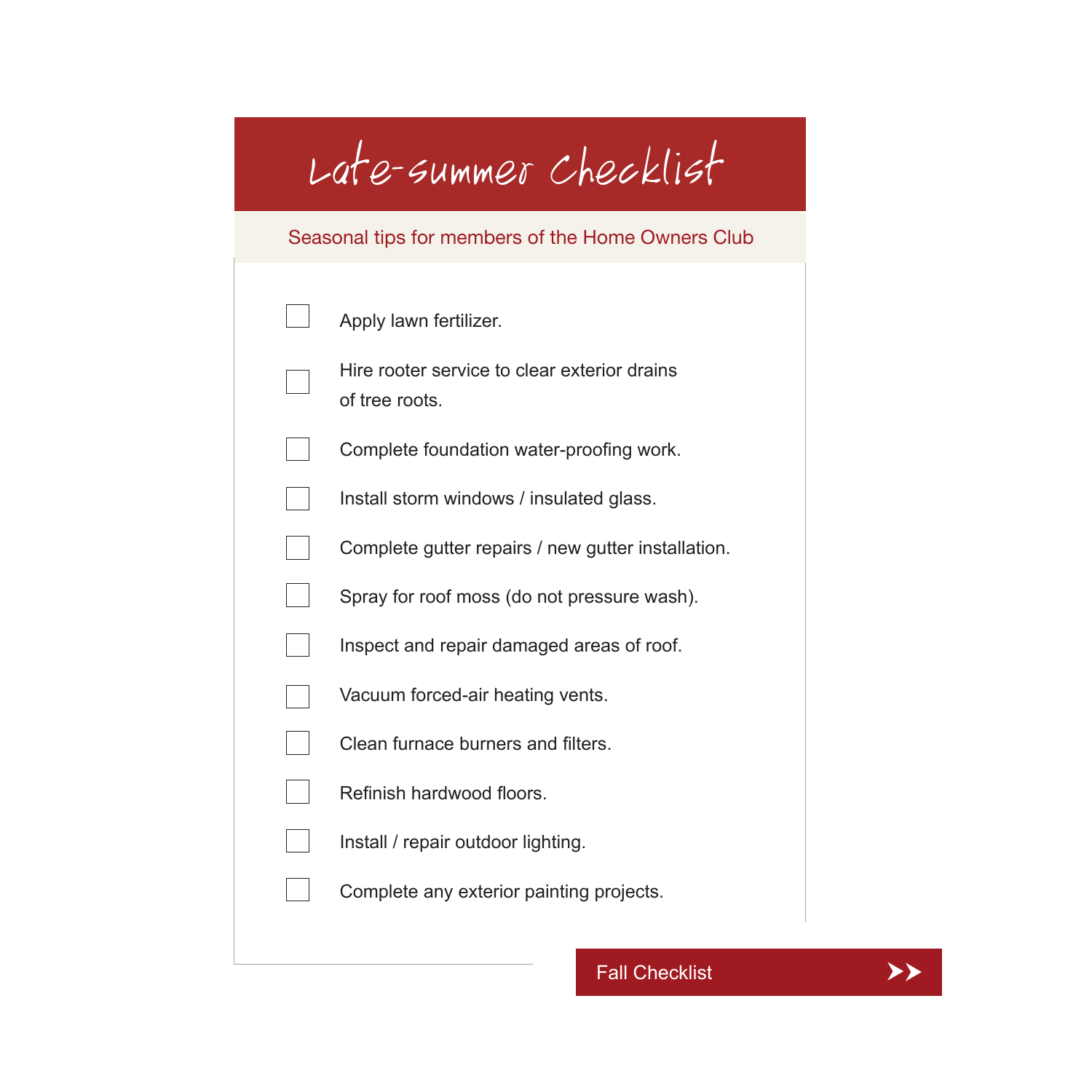# Late-summer Checklist

Seasonal tips for members of the Home Owners Club

- [ ] Apply lawn fertilizer.
- [ ] Hire rooter service to clear exterior drains of tree roots.
- [ ] Complete foundation water-proofing work.
- [ ] Install storm windows / insulated glass.
- [ ] Complete gutter repairs / new gutter installation.
- [ ] Spray for roof moss (do not pressure wash).
- [ ] Inspect and repair damaged areas of roof.
- [ ] Vacuum forced-air heating vents.
- [ ] Clean furnace burners and filters.
- [ ] Refinish hardwood floors.
- [ ] Install / repair outdoor lighting.
- [ ] Complete any exterior painting projects.

Fall Checklist >>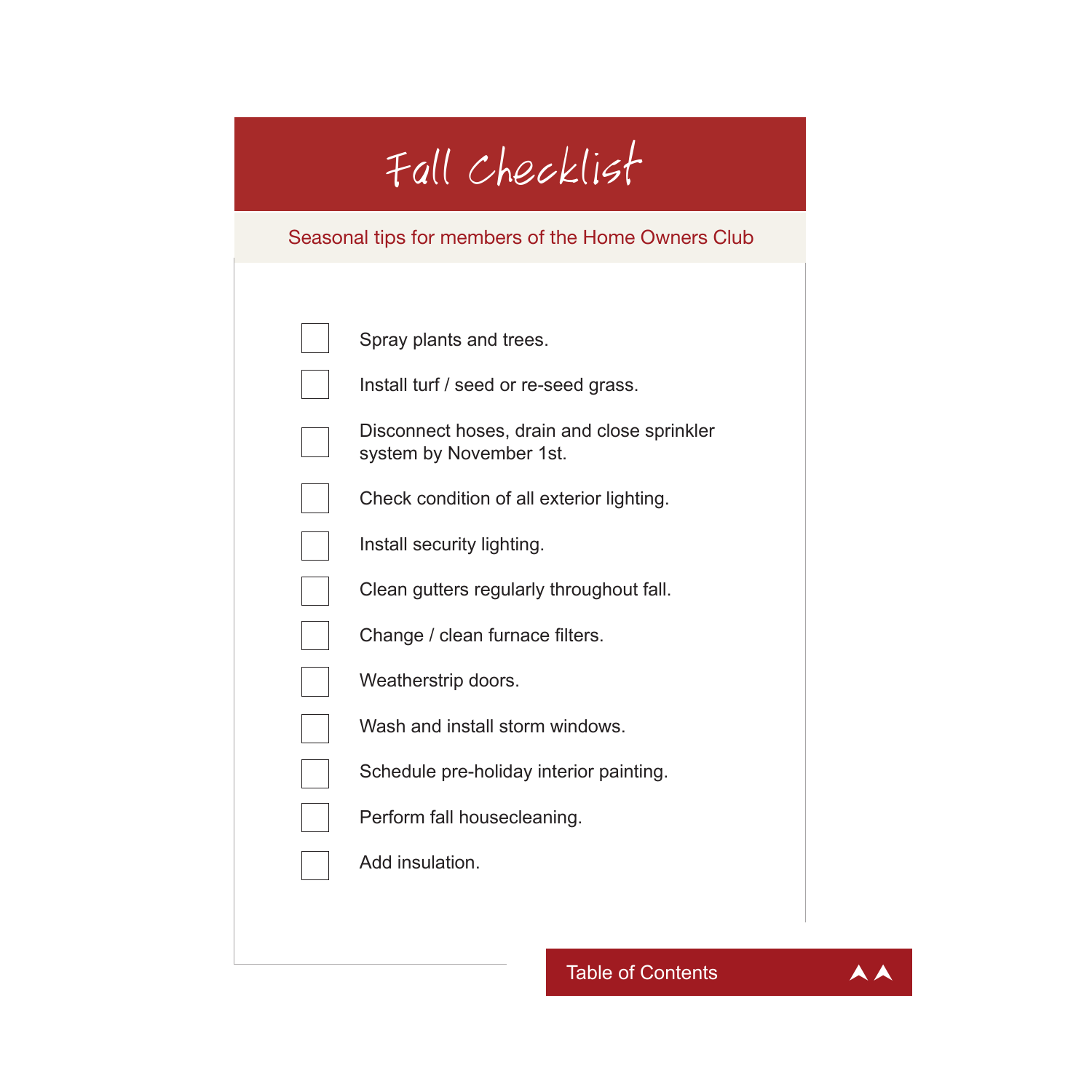# Fall Checklist

Seasonal tips for members of the Home Owners Club

- [ ] Spray plants and trees.
- [ ] Install turf / seed or re-seed grass.
- [ ] Disconnect hoses, drain and close sprinkler system by November 1st.
- [ ] Check condition of all exterior lighting.
- [ ] Install security lighting.
- [ ] Clean gutters regularly throughout fall.
- [ ] Change / clean furnace filters.
- [ ] Weatherstrip doors.
- [ ] Wash and install storm windows.
- [ ] Schedule pre-holiday interior painting.
- [ ] Perform fall housecleaning.
- [ ] Add insulation.

Table of Contents